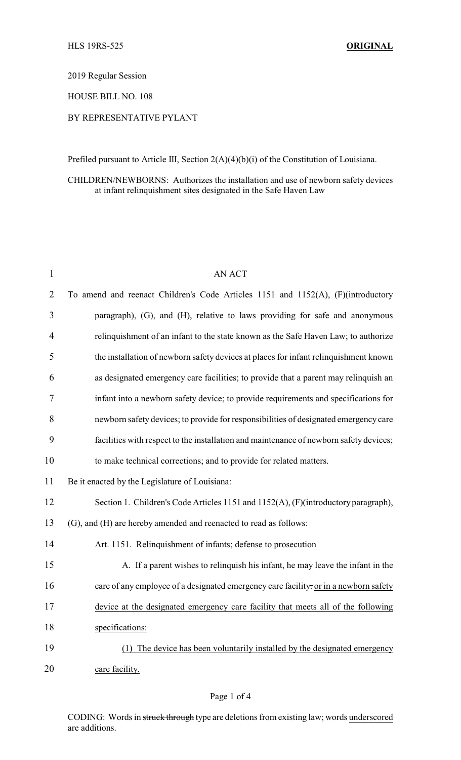HLS 19RS-525 **ORIGINAL**

2019 Regular Session

HOUSE BILL NO. 108

BY REPRESENTATIVE PYLANT

Prefiled pursuant to Article III, Section 2(A)(4)(b)(i) of the Constitution of Louisiana.

CHILDREN/NEWBORNS: Authorizes the installation and use of newborn safety devices at infant relinquishment sites designated in the Safe Haven Law

AN ACT

To amend and reenact Children's Code Articles 1151 and 1152(A), (F)(introductory paragraph), (G), and (H), relative to laws providing for safe and anonymous relinquishment of an infant to the state known as the Safe Haven Law; to authorize the installation of newborn safety devices at places for infant relinquishment known as designated emergency care facilities; to provide that a parent may relinquish an infant into a newborn safety device; to provide requirements and specifications for newborn safety devices; to provide for responsibilities of designated emergency care facilities with respect to the installation and maintenance of newborn safety devices; to make technical corrections; and to provide for related matters.

Be it enacted by the Legislature of Louisiana:

Section 1. Children's Code Articles 1151 and 1152(A), (F)(introductory paragraph), (G), and (H) are hereby amended and reenacted to read as follows:

Art. 1151. Relinquishment of infants; defense to prosecution

A. If a parent wishes to relinquish his infant, he may leave the infant in the care of any employee of a designated emergency care facility~~.~~ or in a newborn safety device at the designated emergency care facility that meets all of the following specifications:

(1) The device has been voluntarily installed by the designated emergency care facility.

CODING: Words in ~~struck through~~ type are deletions from existing law; words underscored are additions.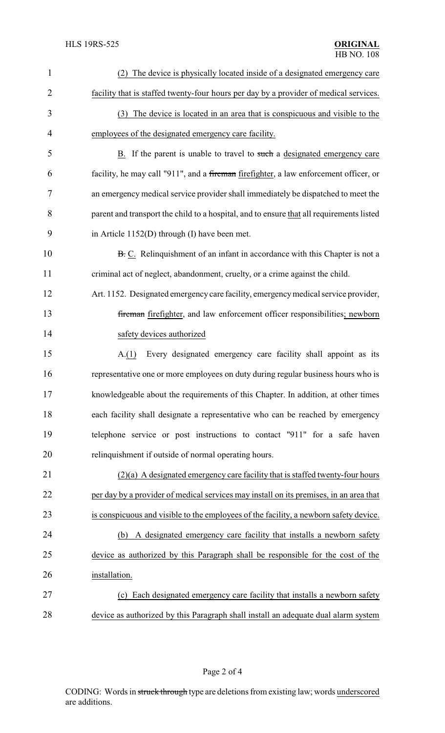(2) The device is physically located inside of a designated emergency care facility that is staffed twenty-four hours per day by a provider of medical services.

(3) The device is located in an area that is conspicuous and visible to the employees of the designated emergency care facility.

B. If the parent is unable to travel to ~~such~~ a designated emergency care facility, he may call "911", and a ~~fireman~~ firefighter, a law enforcement officer, or an emergency medical service provider shall immediately be dispatched to meet the parent and transport the child to a hospital, and to ensure that all requirements listed in Article 1152(D) through (I) have been met.

~~B.~~ C. Relinquishment of an infant in accordance with this Chapter is not a criminal act of neglect, abandonment, cruelty, or a crime against the child.

Art. 1152. Designated emergency care facility, emergency medical service provider, ~~fireman~~ firefighter, and law enforcement officer responsibilities; newborn safety devices authorized

A.(1) Every designated emergency care facility shall appoint as its representative one or more employees on duty during regular business hours who is knowledgeable about the requirements of this Chapter. In addition, at other times each facility shall designate a representative who can be reached by emergency telephone service or post instructions to contact "911" for a safe haven relinquishment if outside of normal operating hours.

(2)(a) A designated emergency care facility that is staffed twenty-four hours per day by a provider of medical services may install on its premises, in an area that is conspicuous and visible to the employees of the facility, a newborn safety device.

(b) A designated emergency care facility that installs a newborn safety device as authorized by this Paragraph shall be responsible for the cost of the installation.

(c) Each designated emergency care facility that installs a newborn safety device as authorized by this Paragraph shall install an adequate dual alarm system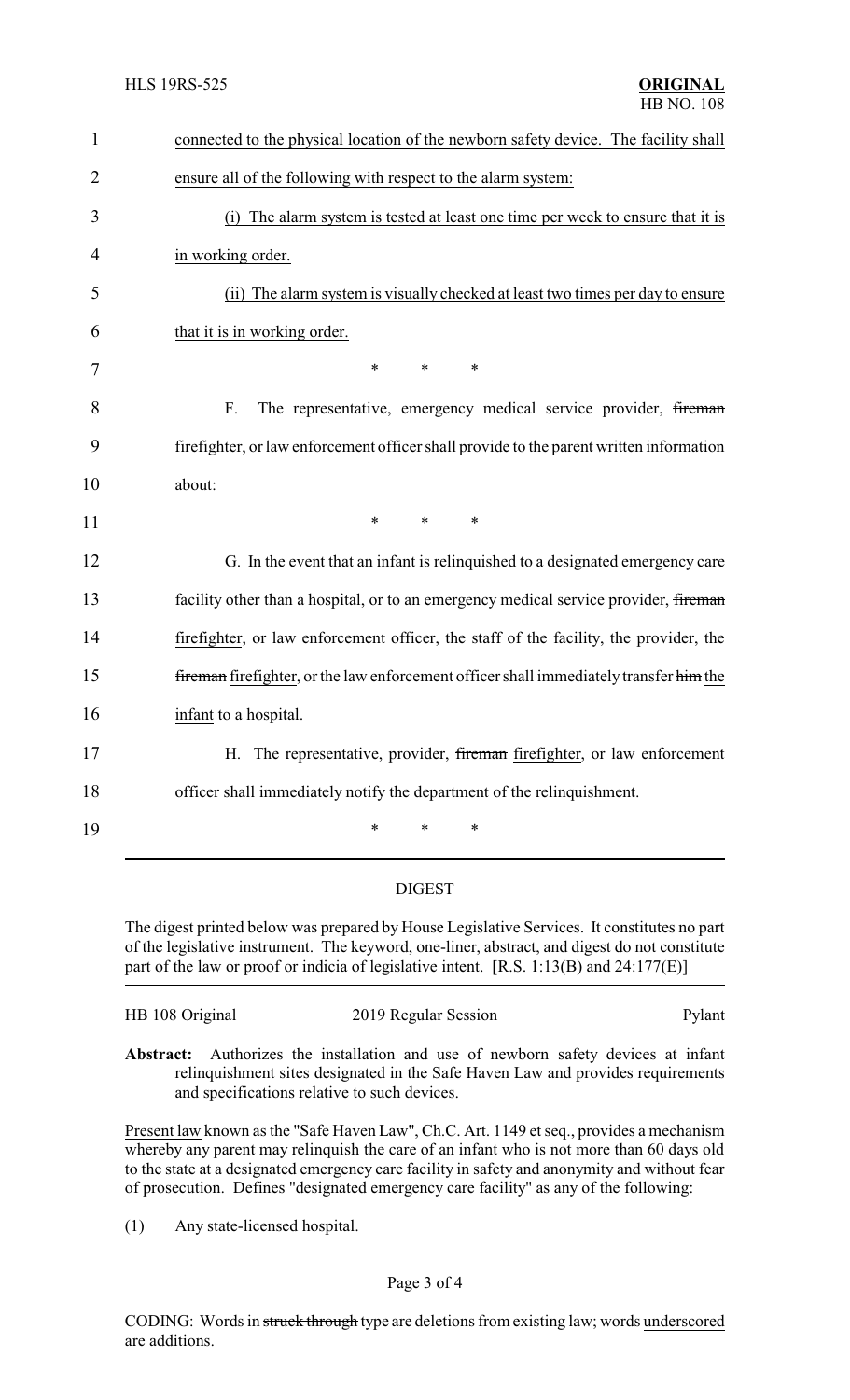connected to the physical location of the newborn safety device. The facility shall ensure all of the following with respect to the alarm system:

(i) The alarm system is tested at least one time per week to ensure that it is in working order.

(ii) The alarm system is visually checked at least two times per day to ensure that it is in working order.

\* \* \*

F. The representative, emergency medical service provider, ~~fireman~~ firefighter, or law enforcement officer shall provide to the parent written information about:

\* \* \*

G. In the event that an infant is relinquished to a designated emergency care facility other than a hospital, or to an emergency medical service provider, ~~fireman~~ firefighter, or law enforcement officer, the staff of the facility, the provider, the ~~fireman~~ firefighter, or the law enforcement officer shall immediately transfer ~~him~~ the infant to a hospital.

H. The representative, provider, ~~fireman~~ firefighter, or law enforcement officer shall immediately notify the department of the relinquishment.

\* \* \*

---

## DIGEST

The digest printed below was prepared by House Legislative Services. It constitutes no part of the legislative instrument. The keyword, one-liner, abstract, and digest do not constitute part of the law or proof or indicia of legislative intent. [R.S. 1:13(B) and 24:177(E)]

HB 108 Original — 2019 Regular Session — Pylant

**Abstract:** Authorizes the installation and use of newborn safety devices at infant relinquishment sites designated in the Safe Haven Law and provides requirements and specifications relative to such devices.

Present law known as the "Safe Haven Law", Ch.C. Art. 1149 et seq., provides a mechanism whereby any parent may relinquish the care of an infant who is not more than 60 days old to the state at a designated emergency care facility in safety and anonymity and without fear of prosecution. Defines "designated emergency care facility" as any of the following:

(1) Any state-licensed hospital.

CODING: Words in ~~struck through~~ type are deletions from existing law; words underscored are additions.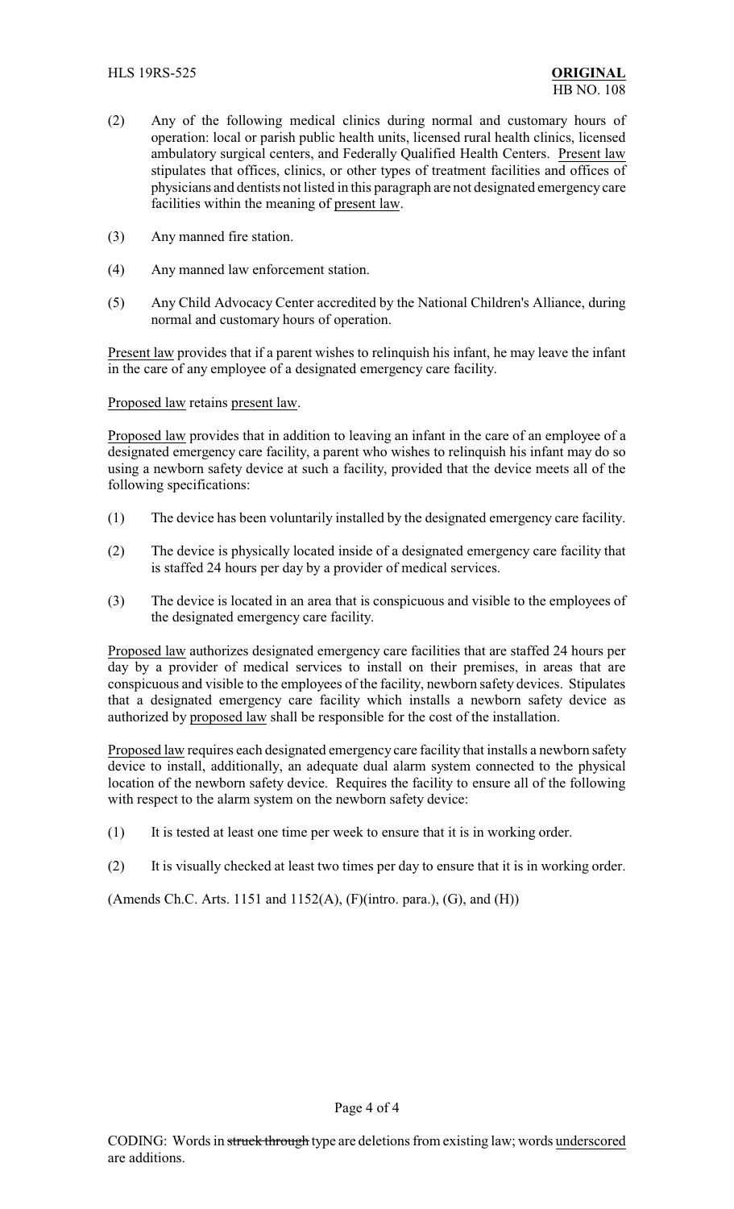(2) Any of the following medical clinics during normal and customary hours of operation: local or parish public health units, licensed rural health clinics, licensed ambulatory surgical centers, and Federally Qualified Health Centers. Present law stipulates that offices, clinics, or other types of treatment facilities and offices of physicians and dentists not listed in this paragraph are not designated emergency care facilities within the meaning of present law.

(3) Any manned fire station.

(4) Any manned law enforcement station.

(5) Any Child Advocacy Center accredited by the National Children's Alliance, during normal and customary hours of operation.

Present law provides that if a parent wishes to relinquish his infant, he may leave the infant in the care of any employee of a designated emergency care facility.

Proposed law retains present law.

Proposed law provides that in addition to leaving an infant in the care of an employee of a designated emergency care facility, a parent who wishes to relinquish his infant may do so using a newborn safety device at such a facility, provided that the device meets all of the following specifications:

(1) The device has been voluntarily installed by the designated emergency care facility.

(2) The device is physically located inside of a designated emergency care facility that is staffed 24 hours per day by a provider of medical services.

(3) The device is located in an area that is conspicuous and visible to the employees of the designated emergency care facility.

Proposed law authorizes designated emergency care facilities that are staffed 24 hours per day by a provider of medical services to install on their premises, in areas that are conspicuous and visible to the employees of the facility, newborn safety devices. Stipulates that a designated emergency care facility which installs a newborn safety device as authorized by proposed law shall be responsible for the cost of the installation.

Proposed law requires each designated emergency care facility that installs a newborn safety device to install, additionally, an adequate dual alarm system connected to the physical location of the newborn safety device. Requires the facility to ensure all of the following with respect to the alarm system on the newborn safety device:

(1) It is tested at least one time per week to ensure that it is in working order.

(2) It is visually checked at least two times per day to ensure that it is in working order.

(Amends Ch.C. Arts. 1151 and 1152(A), (F)(intro. para.), (G), and (H))